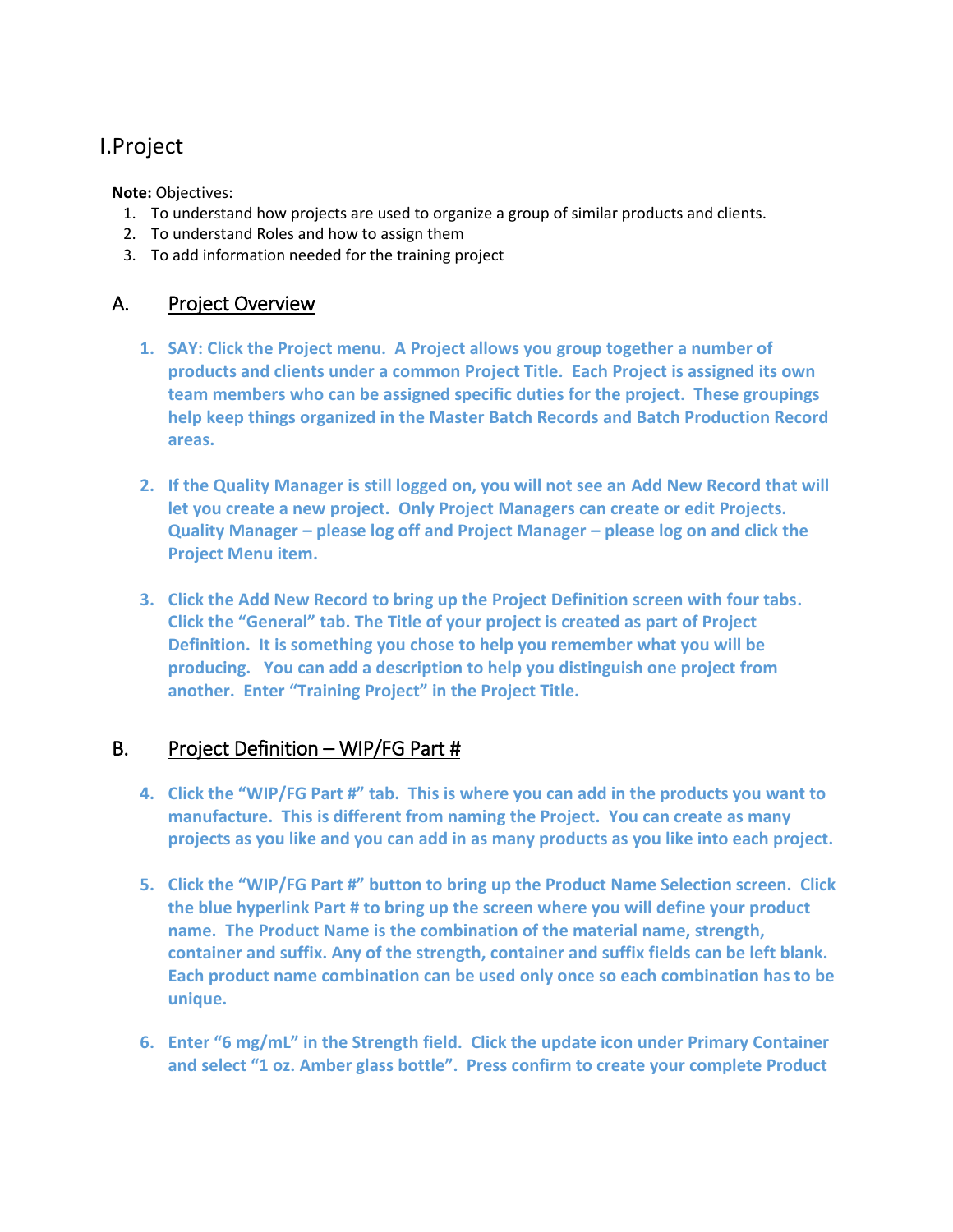# I.Project

**Note:** Objectives:

1. To understand how projects are used to organize a group of similar products and clients.
2. To understand Roles and how to assign them
3. To add information needed for the training project

## A. Project Overview

1. **SAY: Click the Project menu. A Project allows you group together a number of products and clients under a common Project Title. Each Project is assigned its own team members who can be assigned specific duties for the project. These groupings help keep things organized in the Master Batch Records and Batch Production Record areas.**

2. **If the Quality Manager is still logged on, you will not see an Add New Record that will let you create a new project. Only Project Managers can create or edit Projects. Quality Manager – please log off and Project Manager – please log on and click the Project Menu item.**

3. **Click the Add New Record to bring up the Project Definition screen with four tabs. Click the "General" tab. The Title of your project is created as part of Project Definition. It is something you chose to help you remember what you will be producing. You can add a description to help you distinguish one project from another. Enter "Training Project" in the Project Title.**

## B. Project Definition – WIP/FG Part #

4. **Click the "WIP/FG Part #" tab. This is where you can add in the products you want to manufacture. This is different from naming the Project. You can create as many projects as you like and you can add in as many products as you like into each project.**

5. **Click the "WIP/FG Part #" button to bring up the Product Name Selection screen. Click the blue hyperlink Part # to bring up the screen where you will define your product name. The Product Name is the combination of the material name, strength, container and suffix. Any of the strength, container and suffix fields can be left blank. Each product name combination can be used only once so each combination has to be unique.**

6. **Enter "6 mg/mL" in the Strength field. Click the update icon under Primary Container and select "1 oz. Amber glass bottle". Press confirm to create your complete Product**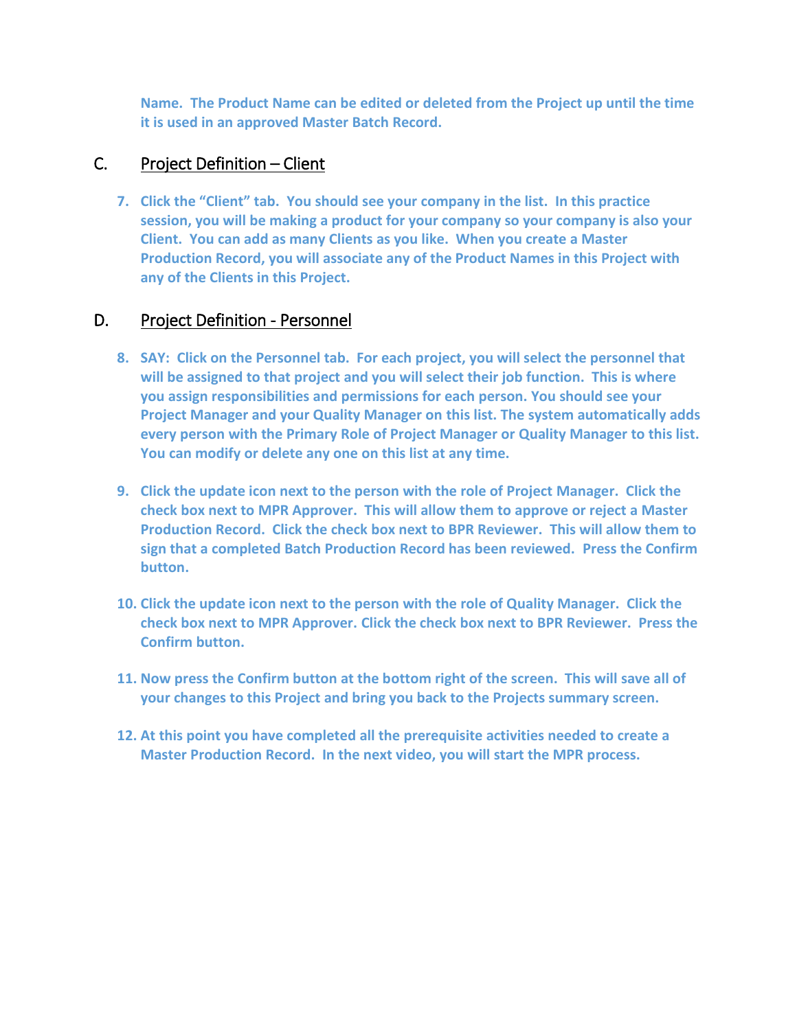**Name. The Product Name can be edited or deleted from the Project up until the time it is used in an approved Master Batch Record.**

## C. Project Definition – Client

7. **Click the "Client" tab. You should see your company in the list. In this practice session, you will be making a product for your company so your company is also your Client. You can add as many Clients as you like. When you create a Master Production Record, you will associate any of the Product Names in this Project with any of the Clients in this Project.**

## D. Project Definition - Personnel

8. **SAY: Click on the Personnel tab. For each project, you will select the personnel that will be assigned to that project and you will select their job function. This is where you assign responsibilities and permissions for each person. You should see your Project Manager and your Quality Manager on this list. The system automatically adds every person with the Primary Role of Project Manager or Quality Manager to this list. You can modify or delete any one on this list at any time.**

9. **Click the update icon next to the person with the role of Project Manager. Click the check box next to MPR Approver. This will allow them to approve or reject a Master Production Record. Click the check box next to BPR Reviewer. This will allow them to sign that a completed Batch Production Record has been reviewed. Press the Confirm button.**

10. **Click the update icon next to the person with the role of Quality Manager. Click the check box next to MPR Approver. Click the check box next to BPR Reviewer. Press the Confirm button.**

11. **Now press the Confirm button at the bottom right of the screen. This will save all of your changes to this Project and bring you back to the Projects summary screen.**

12. **At this point you have completed all the prerequisite activities needed to create a Master Production Record. In the next video, you will start the MPR process.**